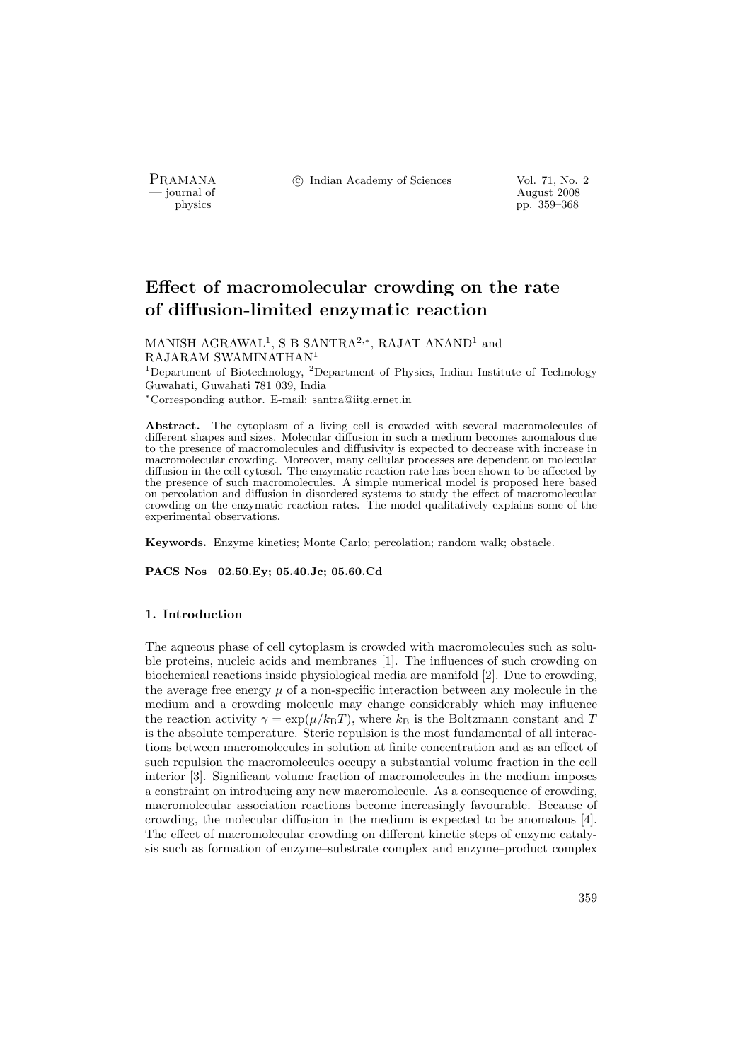# Effect of macromolecular crowding on the rate of diffusion-limited enzymatic reaction

MANISH AGRAWAL[1], S B SANTRA[2,*], RAJAT ANAND[1] and RAJARAM SWAMINATHAN[1]

[1]Department of Biotechnology, [2]Department of Physics, Indian Institute of Technology Guwahati, Guwahati 781 039, India

[*]Corresponding author. E-mail: santra@iitg.ernet.in

**Abstract.** The cytoplasm of a living cell is crowded with several macromolecules of different shapes and sizes. Molecular diffusion in such a medium becomes anomalous due to the presence of macromolecules and diffusivity is expected to decrease with increase in macromolecular crowding. Moreover, many cellular processes are dependent on molecular diffusion in the cell cytosol. The enzymatic reaction rate has been shown to be affected by the presence of such macromolecules. A simple numerical model is proposed here based on percolation and diffusion in disordered systems to study the effect of macromolecular crowding on the enzymatic reaction rates. The model qualitatively explains some of the experimental observations.

**Keywords.** Enzyme kinetics; Monte Carlo; percolation; random walk; obstacle.

**PACS Nos 02.50.Ey; 05.40.Jc; 05.60.Cd**

## 1. Introduction

The aqueous phase of cell cytoplasm is crowded with macromolecules such as soluble proteins, nucleic acids and membranes [1]. The influences of such crowding on biochemical reactions inside physiological media are manifold [2]. Due to crowding, the average free energy $\mu$ of a non-specific interaction between any molecule in the medium and a crowding molecule may change considerably which may influence the reaction activity $\gamma = \exp(\mu/k_{\mathrm{B}}T)$, where $k_{\mathrm{B}}$ is the Boltzmann constant and $T$ is the absolute temperature. Steric repulsion is the most fundamental of all interactions between macromolecules in solution at finite concentration and as an effect of such repulsion the macromolecules occupy a substantial volume fraction in the cell interior [3]. Significant volume fraction of macromolecules in the medium imposes a constraint on introducing any new macromolecule. As a consequence of crowding, macromolecular association reactions become increasingly favourable. Because of crowding, the molecular diffusion in the medium is expected to be anomalous [4]. The effect of macromolecular crowding on different kinetic steps of enzyme catalysis such as formation of enzyme–substrate complex and enzyme–product complex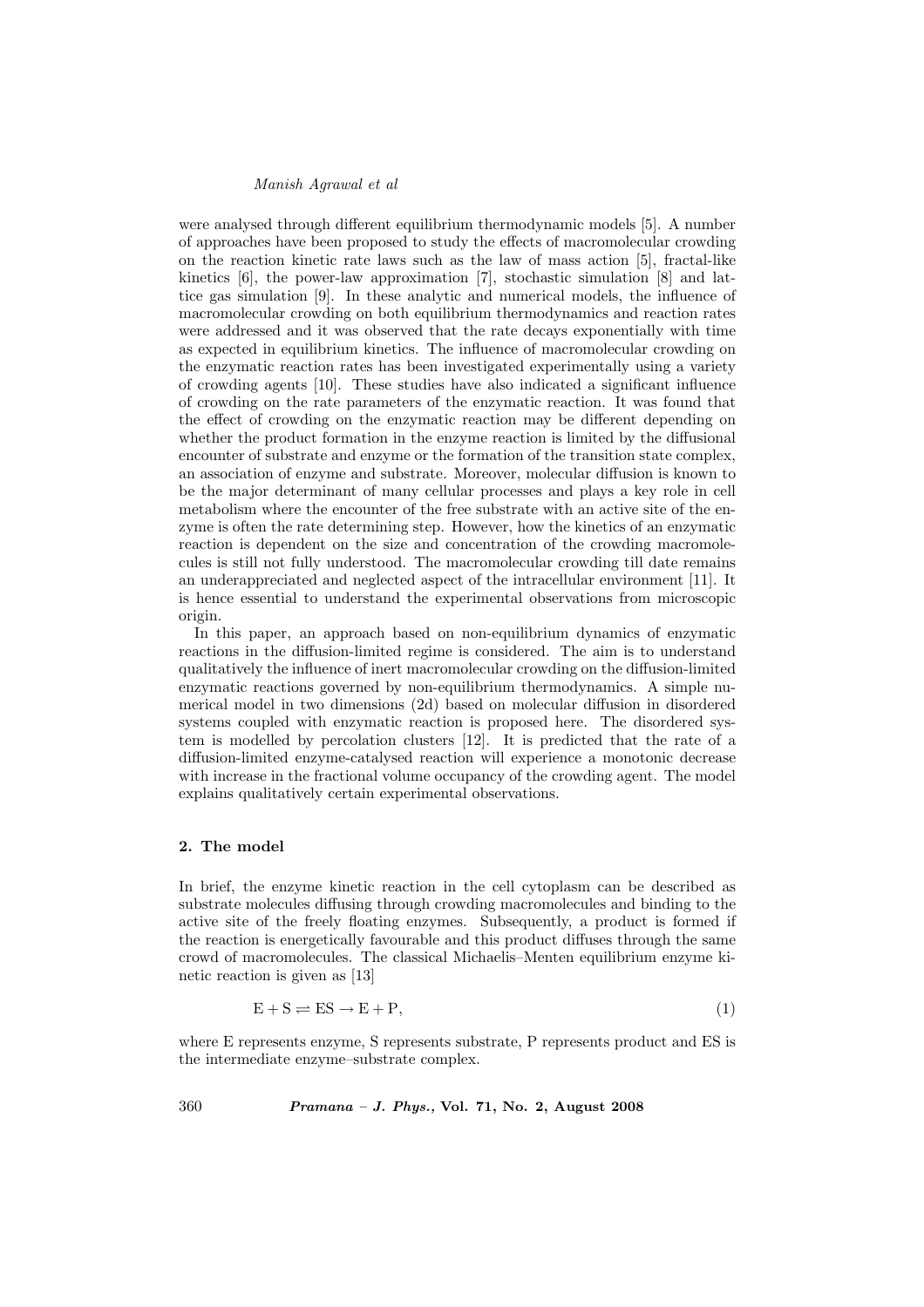were analysed through different equilibrium thermodynamic models [5]. A number of approaches have been proposed to study the effects of macromolecular crowding on the reaction kinetic rate laws such as the law of mass action [5], fractal-like kinetics [6], the power-law approximation [7], stochastic simulation [8] and lattice gas simulation [9]. In these analytic and numerical models, the influence of macromolecular crowding on both equilibrium thermodynamics and reaction rates were addressed and it was observed that the rate decays exponentially with time as expected in equilibrium kinetics. The influence of macromolecular crowding on the enzymatic reaction rates has been investigated experimentally using a variety of crowding agents [10]. These studies have also indicated a significant influence of crowding on the rate parameters of the enzymatic reaction. It was found that the effect of crowding on the enzymatic reaction may be different depending on whether the product formation in the enzyme reaction is limited by the diffusional encounter of substrate and enzyme or the formation of the transition state complex, an association of enzyme and substrate. Moreover, molecular diffusion is known to be the major determinant of many cellular processes and plays a key role in cell metabolism where the encounter of the free substrate with an active site of the enzyme is often the rate determining step. However, how the kinetics of an enzymatic reaction is dependent on the size and concentration of the crowding macromolecules is still not fully understood. The macromolecular crowding till date remains an underappreciated and neglected aspect of the intracellular environment [11]. It is hence essential to understand the experimental observations from microscopic origin.

In this paper, an approach based on non-equilibrium dynamics of enzymatic reactions in the diffusion-limited regime is considered. The aim is to understand qualitatively the influence of inert macromolecular crowding on the diffusion-limited enzymatic reactions governed by non-equilibrium thermodynamics. A simple numerical model in two dimensions (2d) based on molecular diffusion in disordered systems coupled with enzymatic reaction is proposed here. The disordered system is modelled by percolation clusters [12]. It is predicted that the rate of a diffusion-limited enzyme-catalysed reaction will experience a monotonic decrease with increase in the fractional volume occupancy of the crowding agent. The model explains qualitatively certain experimental observations.

## 2. The model

In brief, the enzyme kinetic reaction in the cell cytoplasm can be described as substrate molecules diffusing through crowding macromolecules and binding to the active site of the freely floating enzymes. Subsequently, a product is formed if the reaction is energetically favourable and this product diffuses through the same crowd of macromolecules. The classical Michaelis–Menten equilibrium enzyme kinetic reaction is given as [13]

$$\mathrm{E} + \mathrm{S} \rightleftharpoons \mathrm{ES} \rightarrow \mathrm{E} + \mathrm{P}, \tag{1}$$

where E represents enzyme, S represents substrate, P represents product and ES is the intermediate enzyme–substrate complex.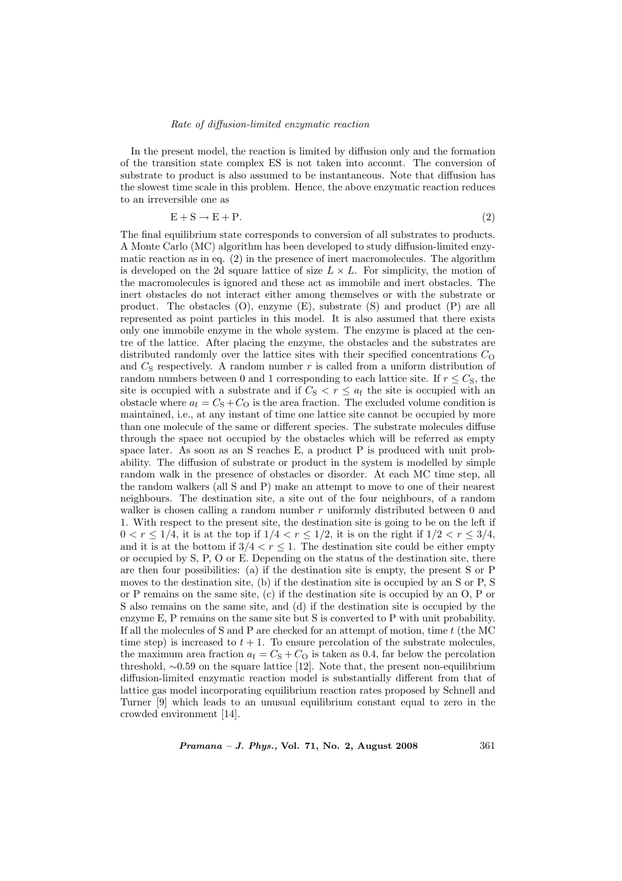In the present model, the reaction is limited by diffusion only and the formation of the transition state complex ES is not taken into account. The conversion of substrate to product is also assumed to be instantaneous. Note that diffusion has the slowest time scale in this problem. Hence, the above enzymatic reaction reduces to an irreversible one as

$$\mathrm{E} + \mathrm{S} \rightarrow \mathrm{E} + \mathrm{P}. \tag{2}$$

The final equilibrium state corresponds to conversion of all substrates to products. A Monte Carlo (MC) algorithm has been developed to study diffusion-limited enzymatic reaction as in eq. (2) in the presence of inert macromolecules. The algorithm is developed on the 2d square lattice of size $L \times L$. For simplicity, the motion of the macromolecules is ignored and these act as immobile and inert obstacles. The inert obstacles do not interact either among themselves or with the substrate or product. The obstacles (O), enzyme (E), substrate (S) and product (P) are all represented as point particles in this model. It is also assumed that there exists only one immobile enzyme in the whole system. The enzyme is placed at the centre of the lattice. After placing the enzyme, the obstacles and the substrates are distributed randomly over the lattice sites with their specified concentrations $C_{\mathrm{O}}$ and $C_{\mathrm{S}}$ respectively. A random number $r$ is called from a uniform distribution of random numbers between 0 and 1 corresponding to each lattice site. If $r \leq C_{\mathrm{S}}$, the site is occupied with a substrate and if $C_{\mathrm{S}} < r \leq a_{\mathrm{f}}$ the site is occupied with an obstacle where $a_{\mathrm{f}} = C_{\mathrm{S}} + C_{\mathrm{O}}$ is the area fraction. The excluded volume condition is maintained, i.e., at any instant of time one lattice site cannot be occupied by more than one molecule of the same or different species. The substrate molecules diffuse through the space not occupied by the obstacles which will be referred as empty space later. As soon as an S reaches E, a product P is produced with unit probability. The diffusion of substrate or product in the system is modelled by simple random walk in the presence of obstacles or disorder. At each MC time step, all the random walkers (all S and P) make an attempt to move to one of their nearest neighbours. The destination site, a site out of the four neighbours, of a random walker is chosen calling a random number $r$ uniformly distributed between 0 and 1. With respect to the present site, the destination site is going to be on the left if $0 < r \leq 1/4$, it is at the top if $1/4 < r \leq 1/2$, it is on the right if $1/2 < r \leq 3/4$, and it is at the bottom if $3/4 < r \leq 1$. The destination site could be either empty or occupied by S, P, O or E. Depending on the status of the destination site, there are then four possibilities: (a) if the destination site is empty, the present S or P moves to the destination site, (b) if the destination site is occupied by an S or P, S or P remains on the same site, (c) if the destination site is occupied by an O, P or S also remains on the same site, and (d) if the destination site is occupied by the enzyme E, P remains on the same site but S is converted to P with unit probability. If all the molecules of S and P are checked for an attempt of motion, time $t$ (the MC time step) is increased to $t + 1$. To ensure percolation of the substrate molecules, the maximum area fraction $a_{\mathrm{f}} = C_{\mathrm{S}} + C_{\mathrm{O}}$ is taken as 0.4, far below the percolation threshold, $\sim$0.59 on the square lattice [12]. Note that, the present non-equilibrium diffusion-limited enzymatic reaction model is substantially different from that of lattice gas model incorporating equilibrium reaction rates proposed by Schnell and Turner [9] which leads to an unusual equilibrium constant equal to zero in the crowded environment [14].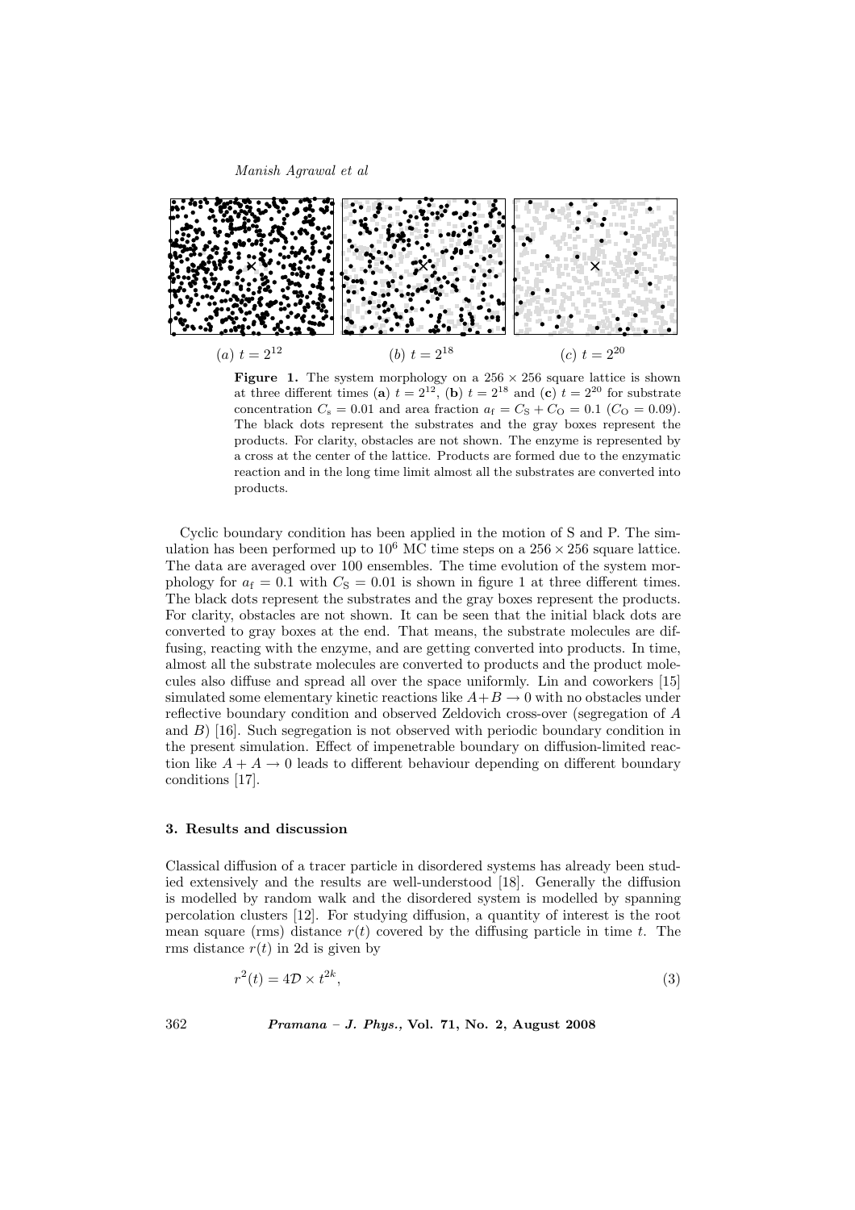(*a*) $t = 2^{12}$ (*b*) $t = 2^{18}$ (*c*) $t = 2^{20}$

**Figure 1.** The system morphology on a $256 \times 256$ square lattice is shown at three different times (**a**) $t = 2^{12}$, (**b**) $t = 2^{18}$ and (**c**) $t = 2^{20}$ for substrate concentration $C_{\rm s} = 0.01$ and area fraction $a_{\rm f} = C_{\rm S} + C_{\rm O} = 0.1$ ($C_{\rm O} = 0.09$). The black dots represent the substrates and the gray boxes represent the products. For clarity, obstacles are not shown. The enzyme is represented by a cross at the center of the lattice. Products are formed due to the enzymatic reaction and in the long time limit almost all the substrates are converted into products.

Cyclic boundary condition has been applied in the motion of S and P. The simulation has been performed up to $10^6$ MC time steps on a $256 \times 256$ square lattice. The data are averaged over 100 ensembles. The time evolution of the system morphology for $a_{\rm f} = 0.1$ with $C_{\rm S} = 0.01$ is shown in figure 1 at three different times. The black dots represent the substrates and the gray boxes represent the products. For clarity, obstacles are not shown. It can be seen that the initial black dots are converted to gray boxes at the end. That means, the substrate molecules are diffusing, reacting with the enzyme, and are getting converted into products. In time, almost all the substrate molecules are converted to products and the product molecules also diffuse and spread all over the space uniformly. Lin and coworkers [15] simulated some elementary kinetic reactions like $A + B \rightarrow 0$ with no obstacles under reflective boundary condition and observed Zeldovich cross-over (segregation of $A$ and $B$) [16]. Such segregation is not observed with periodic boundary condition in the present simulation. Effect of impenetrable boundary on diffusion-limited reaction like $A + A \rightarrow 0$ leads to different behaviour depending on different boundary conditions [17].

### 3. Results and discussion

Classical diffusion of a tracer particle in disordered systems has already been studied extensively and the results are well-understood [18]. Generally the diffusion is modelled by random walk and the disordered system is modelled by spanning percolation clusters [12]. For studying diffusion, a quantity of interest is the root mean square (rms) distance $r(t)$ covered by the diffusing particle in time $t$. The rms distance $r(t)$ in 2d is given by

$$r^2(t) = 4\mathcal{D} \times t^{2k}, \tag{3}$$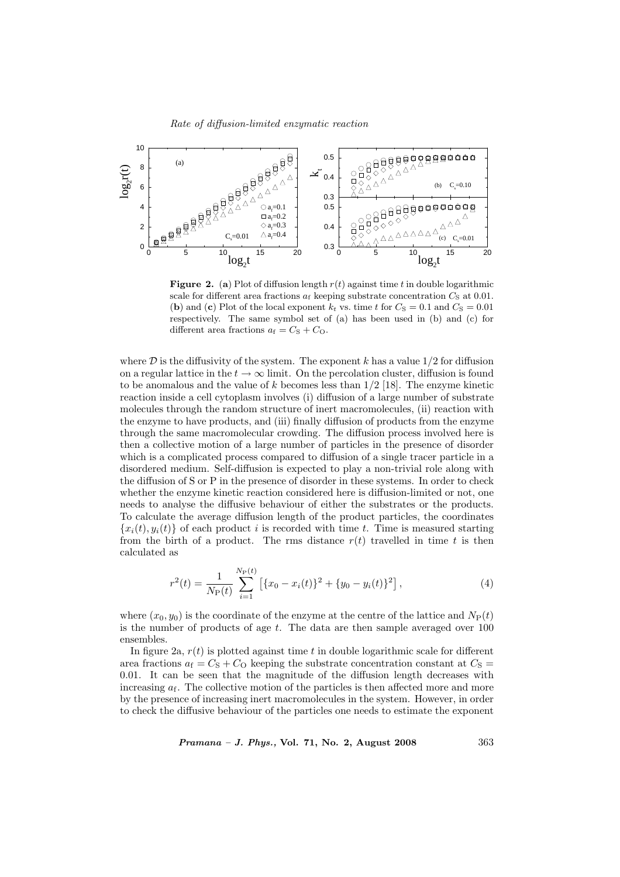**Figure 2.** (**a**) Plot of diffusion length $r(t)$ against time $t$ in double logarithmic scale for different area fractions $a_f$ keeping substrate concentration $C_S$ at 0.01. (**b**) and (**c**) Plot of the local exponent $k_t$ vs. time $t$ for $C_S = 0.1$ and $C_S = 0.01$ respectively. The same symbol set of (a) has been used in (b) and (c) for different area fractions $a_f = C_S + C_O$.

where $\mathcal{D}$ is the diffusivity of the system. The exponent $k$ has a value $1/2$ for diffusion on a regular lattice in the $t \to \infty$ limit. On the percolation cluster, diffusion is found to be anomalous and the value of $k$ becomes less than $1/2$ [18]. The enzyme kinetic reaction inside a cell cytoplasm involves (i) diffusion of a large number of substrate molecules through the random structure of inert macromolecules, (ii) reaction with the enzyme to have products, and (iii) finally diffusion of products from the enzyme through the same macromolecular crowding. The diffusion process involved here is then a collective motion of a large number of particles in the presence of disorder which is a complicated process compared to diffusion of a single tracer particle in a disordered medium. Self-diffusion is expected to play a non-trivial role along with the diffusion of S or P in the presence of disorder in these systems. In order to check whether the enzyme kinetic reaction considered here is diffusion-limited or not, one needs to analyse the diffusive behaviour of either the substrates or the products. To calculate the average diffusion length of the product particles, the coordinates $\{x_i(t), y_i(t)\}$ of each product $i$ is recorded with time $t$. Time is measured starting from the birth of a product. The rms distance $r(t)$ travelled in time $t$ is then calculated as

$$r^2(t) = \frac{1}{N_P(t)} \sum_{i=1}^{N_P(t)} \left[ \{x_0 - x_i(t)\}^2 + \{y_0 - y_i(t)\}^2 \right], \tag{4}$$

where $(x_0, y_0)$ is the coordinate of the enzyme at the centre of the lattice and $N_P(t)$ is the number of products of age $t$. The data are then sample averaged over 100 ensembles.

In figure 2a, $r(t)$ is plotted against time $t$ in double logarithmic scale for different area fractions $a_f = C_S + C_O$ keeping the substrate concentration constant at $C_S = 0.01$. It can be seen that the magnitude of the diffusion length decreases with increasing $a_f$. The collective motion of the particles is then affected more and more by the presence of increasing inert macromolecules in the system. However, in order to check the diffusive behaviour of the particles one needs to estimate the exponent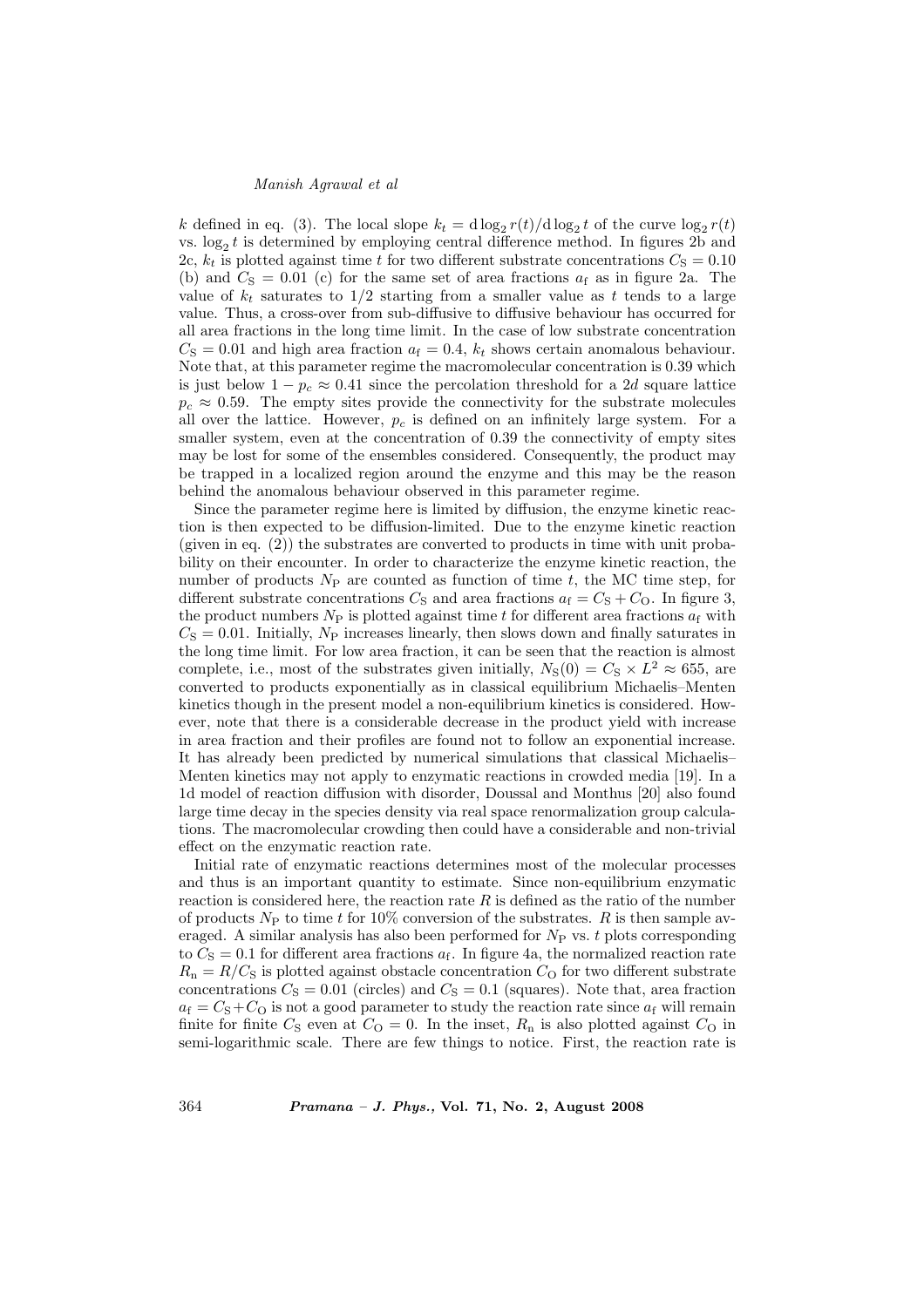$k$ defined in eq. (3). The local slope $k_t = \mathrm{d}\log_2 r(t)/\mathrm{d}\log_2 t$ of the curve $\log_2 r(t)$ vs. $\log_2 t$ is determined by employing central difference method. In figures 2b and 2c, $k_t$ is plotted against time $t$ for two different substrate concentrations $C_{\mathrm{S}} = 0.10$ (b) and $C_{\mathrm{S}} = 0.01$ (c) for the same set of area fractions $a_{\mathrm{f}}$ as in figure 2a. The value of $k_t$ saturates to $1/2$ starting from a smaller value as $t$ tends to a large value. Thus, a cross-over from sub-diffusive to diffusive behaviour has occurred for all area fractions in the long time limit. In the case of low substrate concentration $C_{\mathrm{S}} = 0.01$ and high area fraction $a_{\mathrm{f}} = 0.4$, $k_t$ shows certain anomalous behaviour. Note that, at this parameter regime the macromolecular concentration is 0.39 which is just below $1 - p_c \approx 0.41$ since the percolation threshold for a $2d$ square lattice $p_c \approx 0.59$. The empty sites provide the connectivity for the substrate molecules all over the lattice. However, $p_c$ is defined on an infinitely large system. For a smaller system, even at the concentration of 0.39 the connectivity of empty sites may be lost for some of the ensembles considered. Consequently, the product may be trapped in a localized region around the enzyme and this may be the reason behind the anomalous behaviour observed in this parameter regime.

Since the parameter regime here is limited by diffusion, the enzyme kinetic reaction is then expected to be diffusion-limited. Due to the enzyme kinetic reaction (given in eq. (2)) the substrates are converted to products in time with unit probability on their encounter. In order to characterize the enzyme kinetic reaction, the number of products $N_{\mathrm{P}}$ are counted as function of time $t$, the MC time step, for different substrate concentrations $C_{\mathrm{S}}$ and area fractions $a_{\mathrm{f}} = C_{\mathrm{S}} + C_{\mathrm{O}}$. In figure 3, the product numbers $N_{\mathrm{P}}$ is plotted against time $t$ for different area fractions $a_{\mathrm{f}}$ with $C_{\mathrm{S}} = 0.01$. Initially, $N_{\mathrm{P}}$ increases linearly, then slows down and finally saturates in the long time limit. For low area fraction, it can be seen that the reaction is almost complete, i.e., most of the substrates given initially, $N_{\mathrm{S}}(0) = C_{\mathrm{S}} \times L^2 \approx 655$, are converted to products exponentially as in classical equilibrium Michaelis–Menten kinetics though in the present model a non-equilibrium kinetics is considered. However, note that there is a considerable decrease in the product yield with increase in area fraction and their profiles are found not to follow an exponential increase. It has already been predicted by numerical simulations that classical Michaelis–Menten kinetics may not apply to enzymatic reactions in crowded media [19]. In a 1d model of reaction diffusion with disorder, Doussal and Monthus [20] also found large time decay in the species density via real space renormalization group calculations. The macromolecular crowding then could have a considerable and non-trivial effect on the enzymatic reaction rate.

Initial rate of enzymatic reactions determines most of the molecular processes and thus is an important quantity to estimate. Since non-equilibrium enzymatic reaction is considered here, the reaction rate $R$ is defined as the ratio of the number of products $N_{\mathrm{P}}$ to time $t$ for 10% conversion of the substrates. $R$ is then sample averaged. A similar analysis has also been performed for $N_{\mathrm{P}}$ vs. $t$ plots corresponding to $C_{\mathrm{S}} = 0.1$ for different area fractions $a_{\mathrm{f}}$. In figure 4a, the normalized reaction rate $R_{\mathrm{n}} = R/C_{\mathrm{S}}$ is plotted against obstacle concentration $C_{\mathrm{O}}$ for two different substrate concentrations $C_{\mathrm{S}} = 0.01$ (circles) and $C_{\mathrm{S}} = 0.1$ (squares). Note that, area fraction $a_{\mathrm{f}} = C_{\mathrm{S}} + C_{\mathrm{O}}$ is not a good parameter to study the reaction rate since $a_{\mathrm{f}}$ will remain finite for finite $C_{\mathrm{S}}$ even at $C_{\mathrm{O}} = 0$. In the inset, $R_{\mathrm{n}}$ is also plotted against $C_{\mathrm{O}}$ in semi-logarithmic scale. There are few things to notice. First, the reaction rate is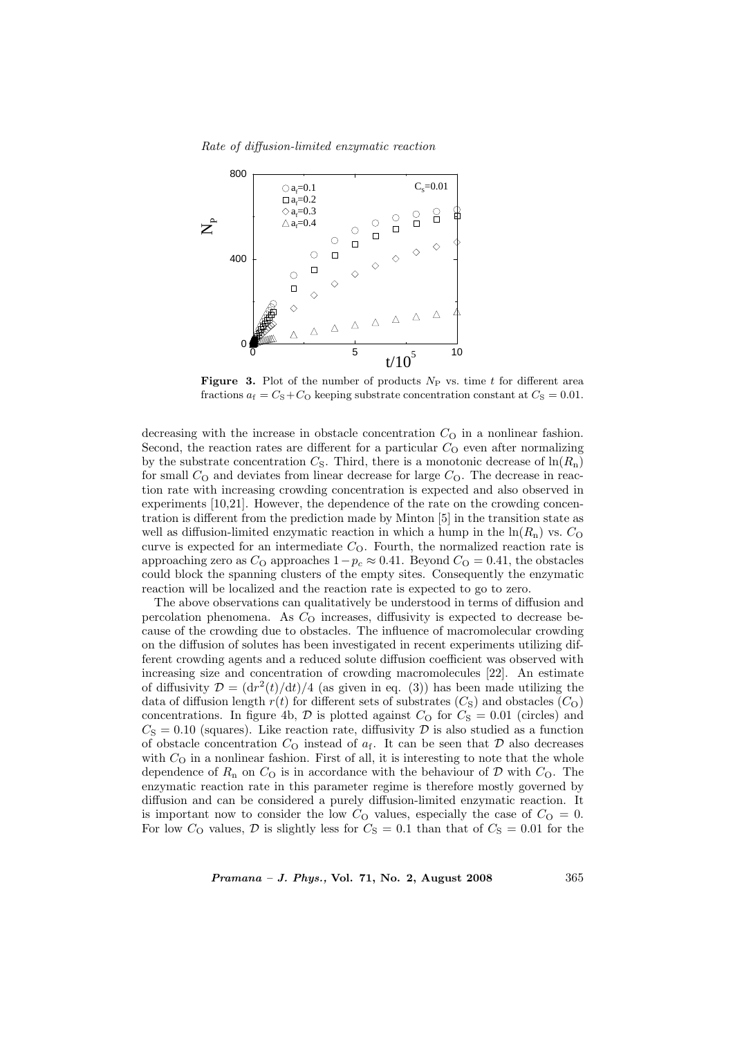**Figure 3.** Plot of the number of products $N_P$ vs. time $t$ for different area fractions $a_f = C_S + C_O$ keeping substrate concentration constant at $C_S = 0.01$.

decreasing with the increase in obstacle concentration $C_O$ in a nonlinear fashion. Second, the reaction rates are different for a particular $C_O$ even after normalizing by the substrate concentration $C_S$. Third, there is a monotonic decrease of $\ln(R_n)$ for small $C_O$ and deviates from linear decrease for large $C_O$. The decrease in reaction rate with increasing crowding concentration is expected and also observed in experiments [10,21]. However, the dependence of the rate on the crowding concentration is different from the prediction made by Minton [5] in the transition state as well as diffusion-limited enzymatic reaction in which a hump in the $\ln(R_n)$ vs. $C_O$ curve is expected for an intermediate $C_O$. Fourth, the normalized reaction rate is approaching zero as $C_O$ approaches $1-p_c \approx 0.41$. Beyond $C_O = 0.41$, the obstacles could block the spanning clusters of the empty sites. Consequently the enzymatic reaction will be localized and the reaction rate is expected to go to zero.

The above observations can qualitatively be understood in terms of diffusion and percolation phenomena. As $C_O$ increases, diffusivity is expected to decrease because of the crowding due to obstacles. The influence of macromolecular crowding on the diffusion of solutes has been investigated in recent experiments utilizing different crowding agents and a reduced solute diffusion coefficient was observed with increasing size and concentration of crowding macromolecules [22]. An estimate of diffusivity $\mathcal{D} = (\mathrm{d}r^2(t)/\mathrm{d}t)/4$ (as given in eq. (3)) has been made utilizing the data of diffusion length $r(t)$ for different sets of substrates ($C_S$) and obstacles ($C_O$) concentrations. In figure 4b, $\mathcal{D}$ is plotted against $C_O$ for $C_S = 0.01$ (circles) and $C_S = 0.10$ (squares). Like reaction rate, diffusivity $\mathcal{D}$ is also studied as a function of obstacle concentration $C_O$ instead of $a_f$. It can be seen that $\mathcal{D}$ also decreases with $C_O$ in a nonlinear fashion. First of all, it is interesting to note that the whole dependence of $R_n$ on $C_O$ is in accordance with the behaviour of $\mathcal{D}$ with $C_O$. The enzymatic reaction rate in this parameter regime is therefore mostly governed by diffusion and can be considered a purely diffusion-limited enzymatic reaction. It is important now to consider the low $C_O$ values, especially the case of $C_O = 0$. For low $C_O$ values, $\mathcal{D}$ is slightly less for $C_S = 0.1$ than that of $C_S = 0.01$ for the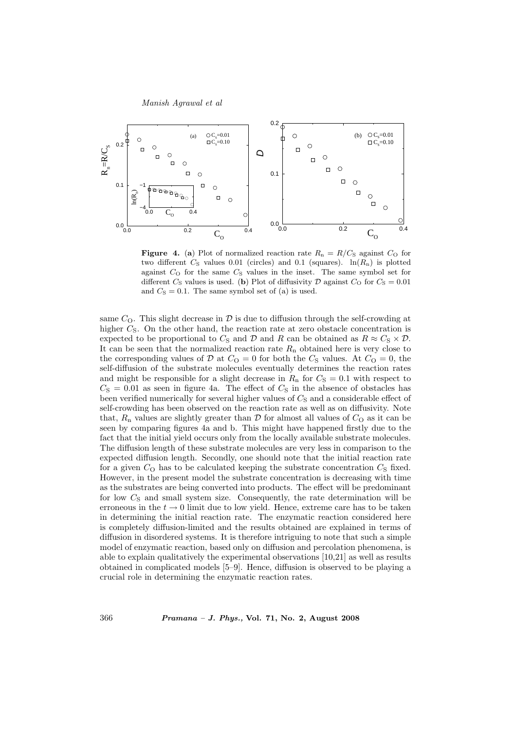**Figure 4.** (**a**) Plot of normalized reaction rate $R_n = R/C_S$ against $C_O$ for two different $C_S$ values 0.01 (circles) and 0.1 (squares). $\ln(R_n)$ is plotted against $C_O$ for the same $C_S$ values in the inset. The same symbol set for different $C_S$ values is used. (**b**) Plot of diffusivity $\mathcal{D}$ against $C_O$ for $C_S = 0.01$ and $C_S = 0.1$. The same symbol set of (a) is used.

same $C_O$. This slight decrease in $\mathcal{D}$ is due to diffusion through the self-crowding at higher $C_S$. On the other hand, the reaction rate at zero obstacle concentration is expected to be proportional to $C_S$ and $\mathcal{D}$ and $R$ can be obtained as $R \approx C_S \times \mathcal{D}$. It can be seen that the normalized reaction rate $R_n$ obtained here is very close to the corresponding values of $\mathcal{D}$ at $C_O = 0$ for both the $C_S$ values. At $C_O = 0$, the self-diffusion of the substrate molecules eventually determines the reaction rates and might be responsible for a slight decrease in $R_n$ for $C_S = 0.1$ with respect to $C_S = 0.01$ as seen in figure 4a. The effect of $C_S$ in the absence of obstacles has been verified numerically for several higher values of $C_S$ and a considerable effect of self-crowding has been observed on the reaction rate as well as on diffusivity. Note that, $R_n$ values are slightly greater than $\mathcal{D}$ for almost all values of $C_O$ as it can be seen by comparing figures 4a and b. This might have happened firstly due to the fact that the initial yield occurs only from the locally available substrate molecules. The diffusion length of these substrate molecules are very less in comparison to the expected diffusion length. Secondly, one should note that the initial reaction rate for a given $C_O$ has to be calculated keeping the substrate concentration $C_S$ fixed. However, in the present model the substrate concentration is decreasing with time as the substrates are being converted into products. The effect will be predominant for low $C_S$ and small system size. Consequently, the rate determination will be erroneous in the $t \to 0$ limit due to low yield. Hence, extreme care has to be taken in determining the initial reaction rate. The enzymatic reaction considered here is completely diffusion-limited and the results obtained are explained in terms of diffusion in disordered systems. It is therefore intriguing to note that such a simple model of enzymatic reaction, based only on diffusion and percolation phenomena, is able to explain qualitatively the experimental observations [10,21] as well as results obtained in complicated models [5–9]. Hence, diffusion is observed to be playing a crucial role in determining the enzymatic reaction rates.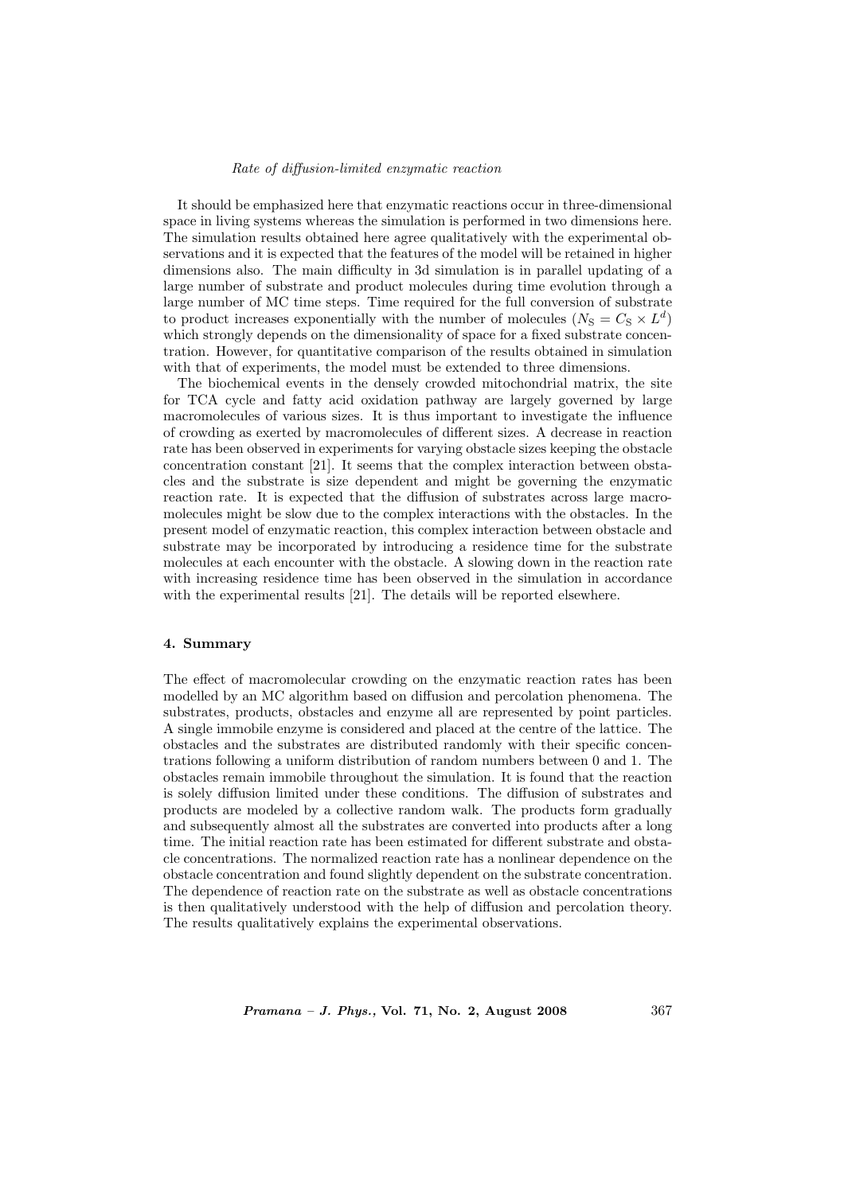It should be emphasized here that enzymatic reactions occur in three-dimensional space in living systems whereas the simulation is performed in two dimensions here. The simulation results obtained here agree qualitatively with the experimental observations and it is expected that the features of the model will be retained in higher dimensions also. The main difficulty in 3d simulation is in parallel updating of a large number of substrate and product molecules during time evolution through a large number of MC time steps. Time required for the full conversion of substrate to product increases exponentially with the number of molecules ($N_{\mathrm{S}} = C_{\mathrm{S}} \times L^d$) which strongly depends on the dimensionality of space for a fixed substrate concentration. However, for quantitative comparison of the results obtained in simulation with that of experiments, the model must be extended to three dimensions.

The biochemical events in the densely crowded mitochondrial matrix, the site for TCA cycle and fatty acid oxidation pathway are largely governed by large macromolecules of various sizes. It is thus important to investigate the influence of crowding as exerted by macromolecules of different sizes. A decrease in reaction rate has been observed in experiments for varying obstacle sizes keeping the obstacle concentration constant [21]. It seems that the complex interaction between obstacles and the substrate is size dependent and might be governing the enzymatic reaction rate. It is expected that the diffusion of substrates across large macromolecules might be slow due to the complex interactions with the obstacles. In the present model of enzymatic reaction, this complex interaction between obstacle and substrate may be incorporated by introducing a residence time for the substrate molecules at each encounter with the obstacle. A slowing down in the reaction rate with increasing residence time has been observed in the simulation in accordance with the experimental results [21]. The details will be reported elsewhere.

## 4. Summary

The effect of macromolecular crowding on the enzymatic reaction rates has been modelled by an MC algorithm based on diffusion and percolation phenomena. The substrates, products, obstacles and enzyme all are represented by point particles. A single immobile enzyme is considered and placed at the centre of the lattice. The obstacles and the substrates are distributed randomly with their specific concentrations following a uniform distribution of random numbers between 0 and 1. The obstacles remain immobile throughout the simulation. It is found that the reaction is solely diffusion limited under these conditions. The diffusion of substrates and products are modeled by a collective random walk. The products form gradually and subsequently almost all the substrates are converted into products after a long time. The initial reaction rate has been estimated for different substrate and obstacle concentrations. The normalized reaction rate has a nonlinear dependence on the obstacle concentration and found slightly dependent on the substrate concentration. The dependence of reaction rate on the substrate as well as obstacle concentrations is then qualitatively understood with the help of diffusion and percolation theory. The results qualitatively explains the experimental observations.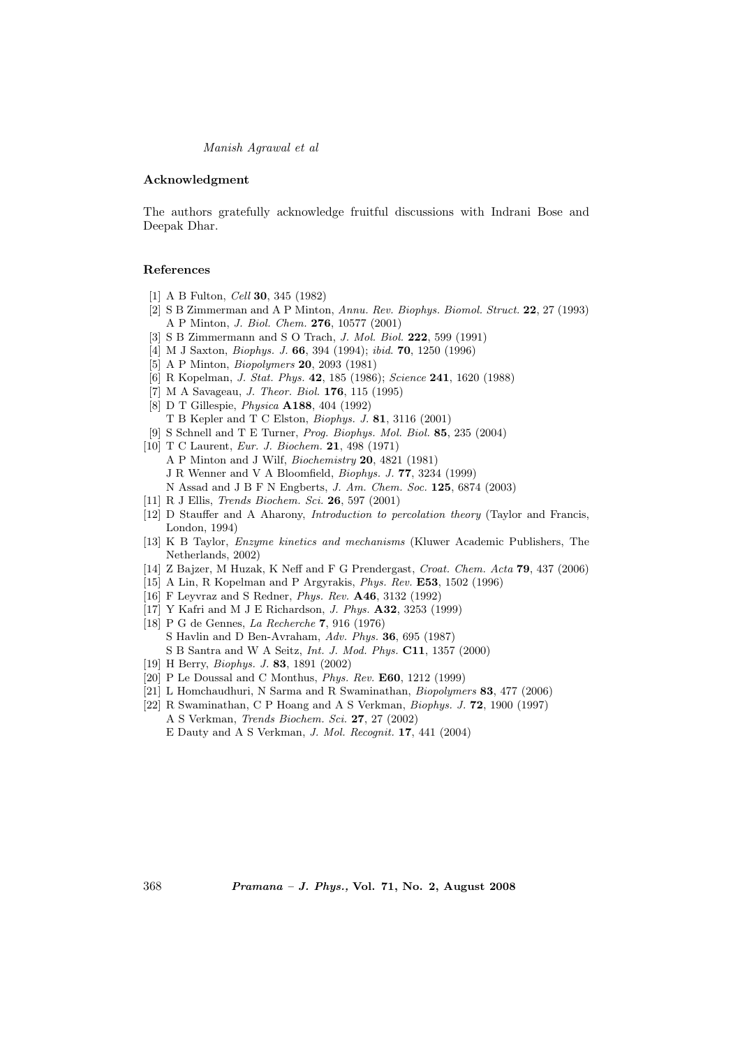## Acknowledgment

The authors gratefully acknowledge fruitful discussions with Indrani Bose and Deepak Dhar.

## References

[1] A B Fulton, *Cell* **30**, 345 (1982)

[2] S B Zimmerman and A P Minton, *Annu. Rev. Biophys. Biomol. Struct.* **22**, 27 (1993)
A P Minton, *J. Biol. Chem.* **276**, 10577 (2001)

[3] S B Zimmermann and S O Trach, *J. Mol. Biol.* **222**, 599 (1991)

[4] M J Saxton, *Biophys. J.* **66**, 394 (1994); *ibid.* **70**, 1250 (1996)

[5] A P Minton, *Biopolymers* **20**, 2093 (1981)

[6] R Kopelman, *J. Stat. Phys.* **42**, 185 (1986); *Science* **241**, 1620 (1988)

[7] M A Savageau, *J. Theor. Biol.* **176**, 115 (1995)

[8] D T Gillespie, *Physica* **A188**, 404 (1992)
T B Kepler and T C Elston, *Biophys. J.* **81**, 3116 (2001)

[9] S Schnell and T E Turner, *Prog. Biophys. Mol. Biol.* **85**, 235 (2004)

[10] T C Laurent, *Eur. J. Biochem.* **21**, 498 (1971)
A P Minton and J Wilf, *Biochemistry* **20**, 4821 (1981)
J R Wenner and V A Bloomfield, *Biophys. J.* **77**, 3234 (1999)
N Assad and J B F N Engberts, *J. Am. Chem. Soc.* **125**, 6874 (2003)

[11] R J Ellis, *Trends Biochem. Sci.* **26**, 597 (2001)

[12] D Stauffer and A Aharony, *Introduction to percolation theory* (Taylor and Francis, London, 1994)

[13] K B Taylor, *Enzyme kinetics and mechanisms* (Kluwer Academic Publishers, The Netherlands, 2002)

[14] Z Bajzer, M Huzak, K Neff and F G Prendergast, *Croat. Chem. Acta* **79**, 437 (2006)

[15] A Lin, R Kopelman and P Argyrakis, *Phys. Rev.* **E53**, 1502 (1996)

[16] F Leyvraz and S Redner, *Phys. Rev.* **A46**, 3132 (1992)

[17] Y Kafri and M J E Richardson, *J. Phys.* **A32**, 3253 (1999)

[18] P G de Gennes, *La Recherche* **7**, 916 (1976)
S Havlin and D Ben-Avraham, *Adv. Phys.* **36**, 695 (1987)
S B Santra and W A Seitz, *Int. J. Mod. Phys.* **C11**, 1357 (2000)

[19] H Berry, *Biophys. J.* **83**, 1891 (2002)

[20] P Le Doussal and C Monthus, *Phys. Rev.* **E60**, 1212 (1999)

[21] L Homchaudhuri, N Sarma and R Swaminathan, *Biopolymers* **83**, 477 (2006)

[22] R Swaminathan, C P Hoang and A S Verkman, *Biophys. J.* **72**, 1900 (1997)
A S Verkman, *Trends Biochem. Sci.* **27**, 27 (2002)
E Dauty and A S Verkman, *J. Mol. Recognit.* **17**, 441 (2004)